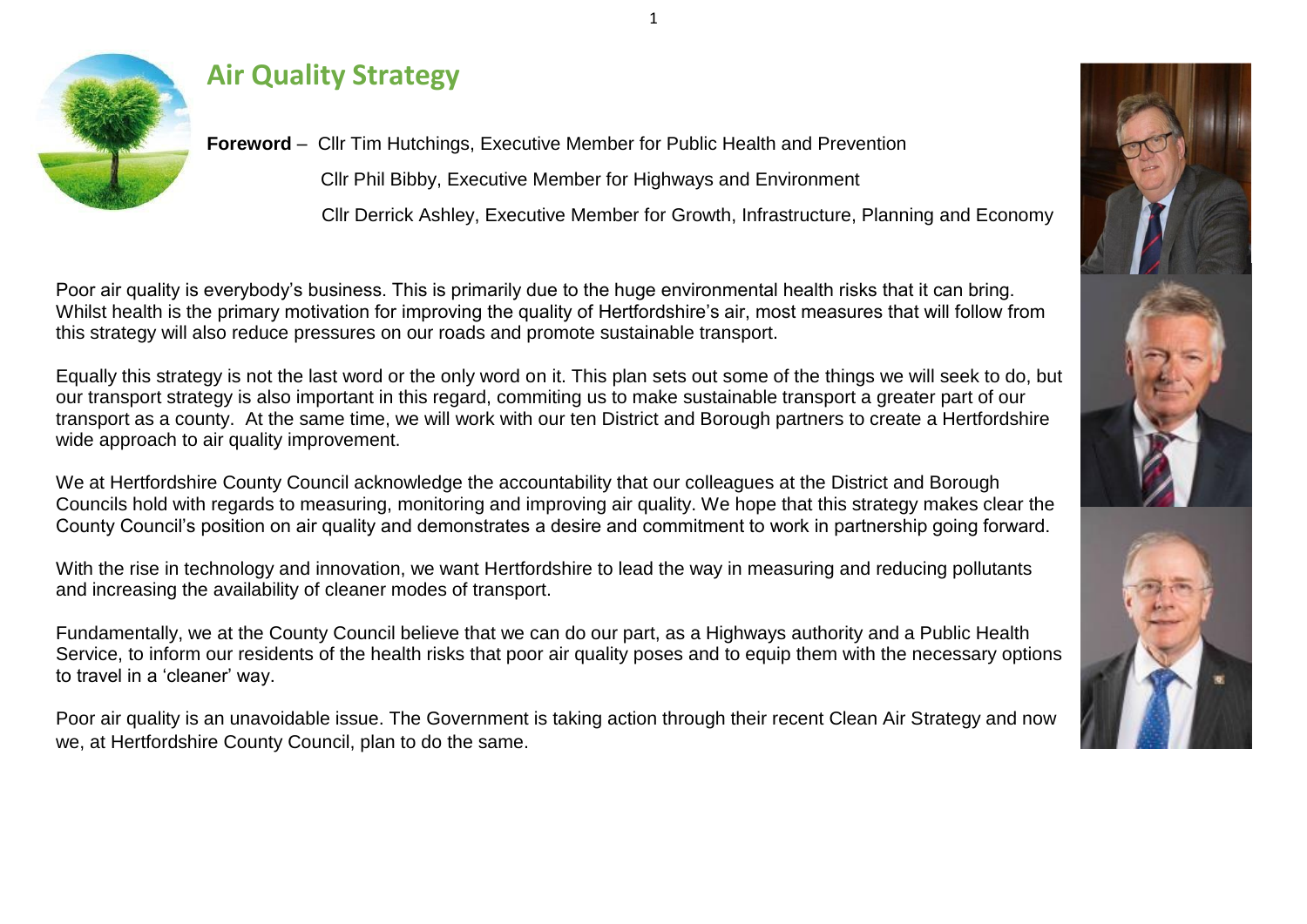# Air Quality Strategy

**Foreword** – Cllr Tim Hutchings, Executive Member for Public Health and Prevention

Cllr Phil Bibby, Executive Member for Highways and Environment

Cllr Derrick Ashley, Executive Member for Growth, Infrastructure, Planning and Economy

Poor air quality is everybody's business. This is primarily due to the huge environmental health risks that it can bring. Whilst health is the primary motivation for improving the quality of Hertfordshire's air, most measures that will follow from this strategy will also reduce pressures on our roads and promote sustainable transport.

Equally this strategy is not the last word or the only word on it. This plan sets out some of the things we will seek to do, but our transport strategy is also important in this regard, commiting us to make sustainable transport a greater part of our transport as a county. At the same time, we will work with our ten District and Borough partners to create a Hertfordshire wide approach to air quality improvement.

We at Hertfordshire County Council acknowledge the accountability that our colleagues at the District and Borough Councils hold with regards to measuring, monitoring and improving air quality. We hope that this strategy makes clear the County Council's position on air quality and demonstrates a desire and commitment to work in partnership going forward.

With the rise in technology and innovation, we want Hertfordshire to lead the way in measuring and reducing pollutants and increasing the availability of cleaner modes of transport.

Fundamentally, we at the County Council believe that we can do our part, as a Highways authority and a Public Health Service, to inform our residents of the health risks that poor air quality poses and to equip them with the necessary options to travel in a 'cleaner' way.

Poor air quality is an unavoidable issue. The Government is taking action through their recent Clean Air Strategy and now we, at Hertfordshire County Council, plan to do the same.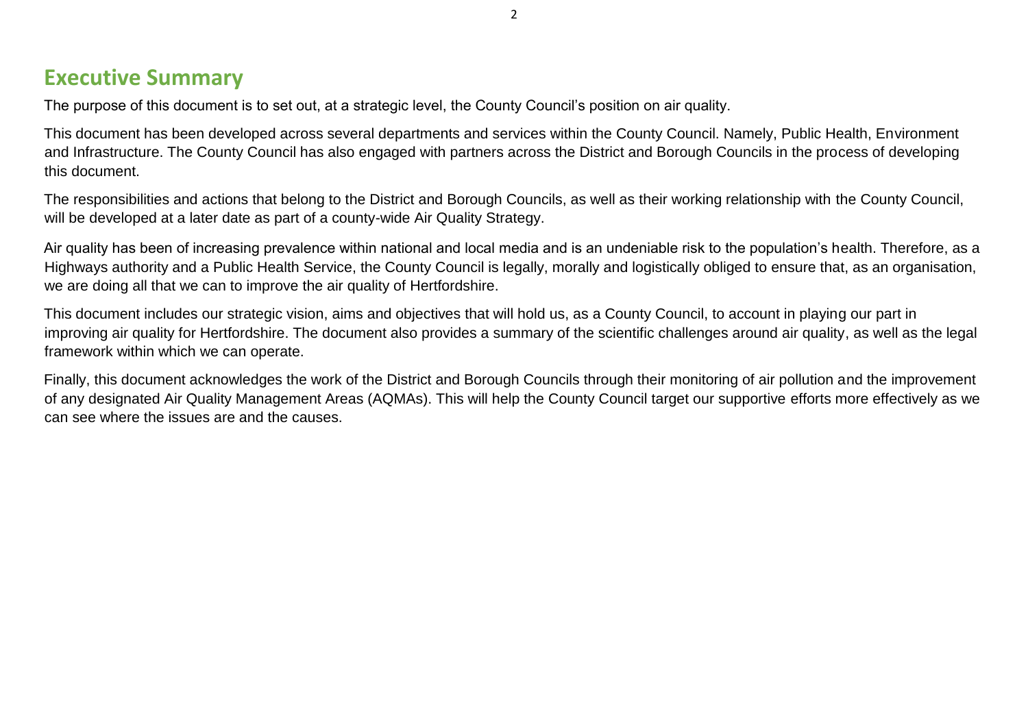## Executive Summary

The purpose of this document is to set out, at a strategic level, the County Council's position on air quality.

This document has been developed across several departments and services within the County Council. Namely, Public Health, Environment and Infrastructure. The County Council has also engaged with partners across the District and Borough Councils in the process of developing this document.

The responsibilities and actions that belong to the District and Borough Councils, as well as their working relationship with the County Council, will be developed at a later date as part of a county-wide Air Quality Strategy.

Air quality has been of increasing prevalence within national and local media and is an undeniable risk to the population's health. Therefore, as a Highways authority and a Public Health Service, the County Council is legally, morally and logistically obliged to ensure that, as an organisation, we are doing all that we can to improve the air quality of Hertfordshire.

This document includes our strategic vision, aims and objectives that will hold us, as a County Council, to account in playing our part in improving air quality for Hertfordshire. The document also provides a summary of the scientific challenges around air quality, as well as the legal framework within which we can operate.

Finally, this document acknowledges the work of the District and Borough Councils through their monitoring of air pollution and the improvement of any designated Air Quality Management Areas (AQMAs). This will help the County Council target our supportive efforts more effectively as we can see where the issues are and the causes.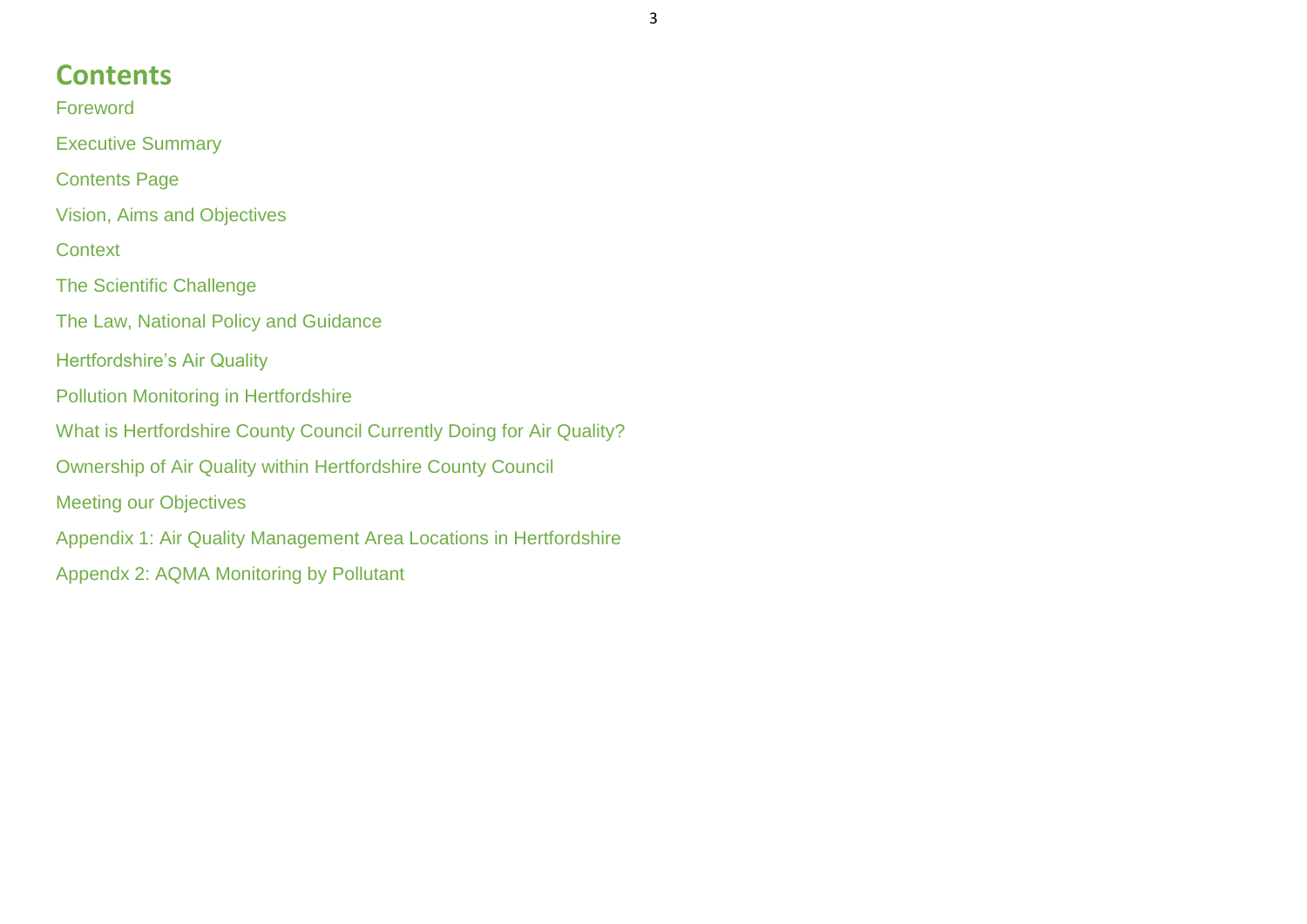# Contents

Foreword

Executive Summary

Contents Page

Vision, Aims and Objectives

Context

The Scientific Challenge

The Law, National Policy and Guidance

Hertfordshire's Air Quality

Pollution Monitoring in Hertfordshire

What is Hertfordshire County Council Currently Doing for Air Quality?

Ownership of Air Quality within Hertfordshire County Council

Meeting our Objectives

Appendix 1: Air Quality Management Area Locations in Hertfordshire

Appendx 2: AQMA Monitoring by Pollutant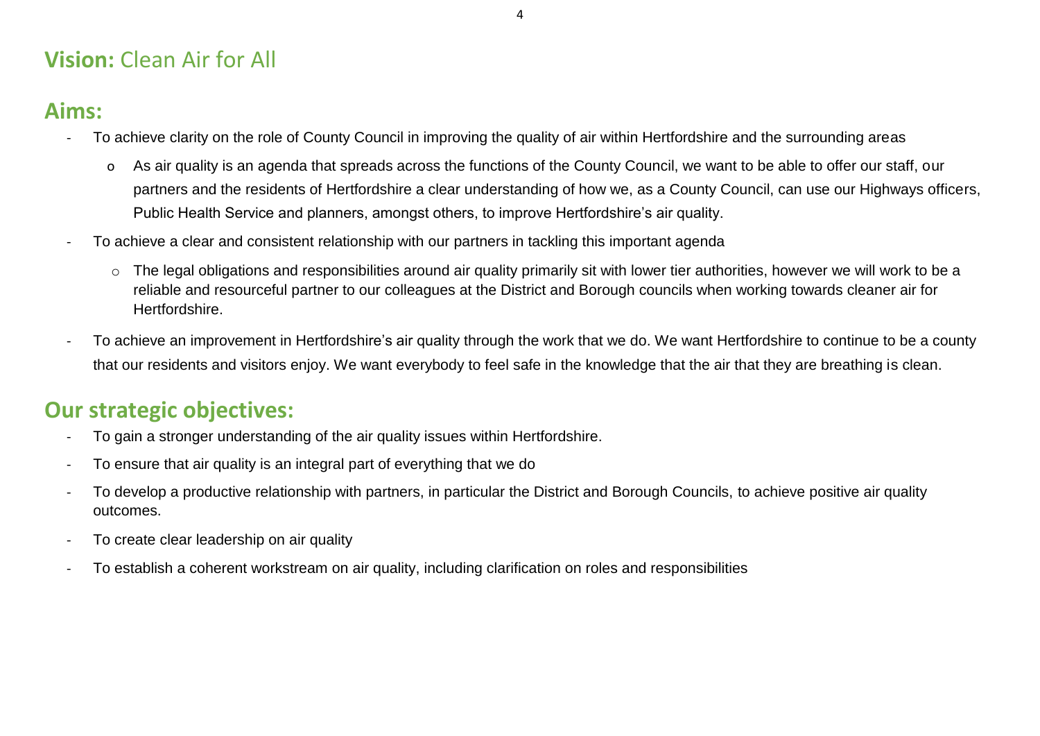## **Vision:** Clean Air for All

## Aims:

- To achieve clarity on the role of County Council in improving the quality of air within Hertfordshire and the surrounding areas
    - As air quality is an agenda that spreads across the functions of the County Council, we want to be able to offer our staff, our partners and the residents of Hertfordshire a clear understanding of how we, as a County Council, can use our Highways officers, Public Health Service and planners, amongst others, to improve Hertfordshire's air quality.
- To achieve a clear and consistent relationship with our partners in tackling this important agenda
    - The legal obligations and responsibilities around air quality primarily sit with lower tier authorities, however we will work to be a reliable and resourceful partner to our colleagues at the District and Borough councils when working towards cleaner air for Hertfordshire.
- To achieve an improvement in Hertfordshire's air quality through the work that we do. We want Hertfordshire to continue to be a county that our residents and visitors enjoy. We want everybody to feel safe in the knowledge that the air that they are breathing is clean.

## Our strategic objectives:

- To gain a stronger understanding of the air quality issues within Hertfordshire.
- To ensure that air quality is an integral part of everything that we do
- To develop a productive relationship with partners, in particular the District and Borough Councils, to achieve positive air quality outcomes.
- To create clear leadership on air quality
- To establish a coherent workstream on air quality, including clarification on roles and responsibilities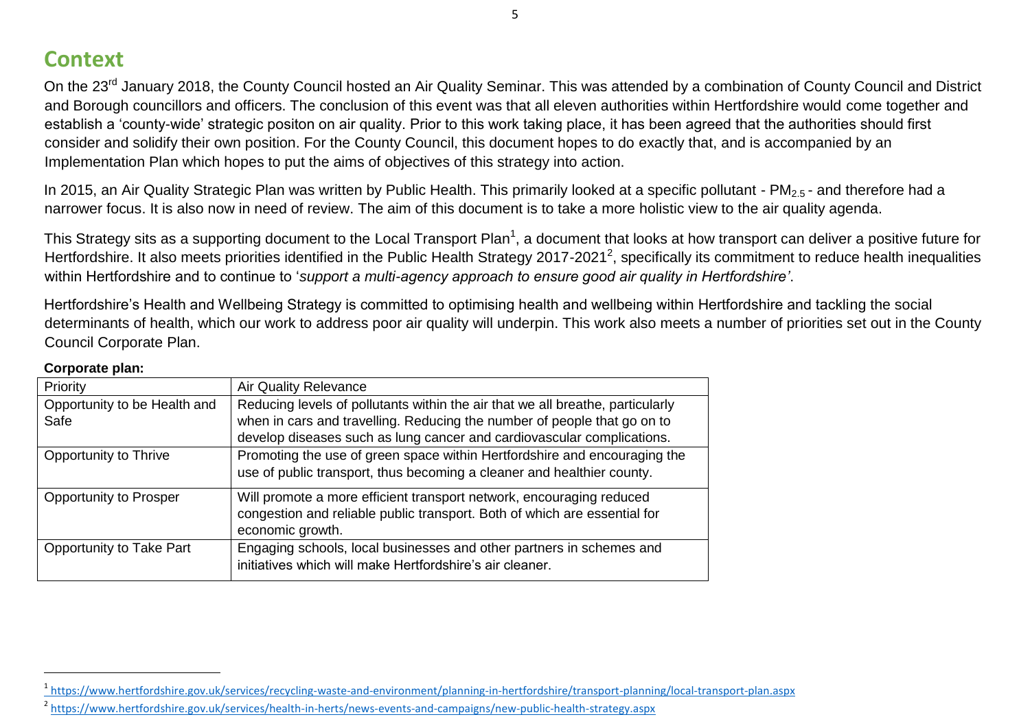## Context

On the 23rd January 2018, the County Council hosted an Air Quality Seminar. This was attended by a combination of County Council and District and Borough councillors and officers. The conclusion of this event was that all eleven authorities within Hertfordshire would come together and establish a 'county-wide' strategic positon on air quality. Prior to this work taking place, it has been agreed that the authorities should first consider and solidify their own position. For the County Council, this document hopes to do exactly that, and is accompanied by an Implementation Plan which hopes to put the aims of objectives of this strategy into action.

In 2015, an Air Quality Strategic Plan was written by Public Health. This primarily looked at a specific pollutant - $PM_{2.5}$ - and therefore had a narrower focus. It is also now in need of review. The aim of this document is to take a more holistic view to the air quality agenda.

This Strategy sits as a supporting document to the Local Transport Plan[1], a document that looks at how transport can deliver a positive future for Hertfordshire. It also meets priorities identified in the Public Health Strategy 2017-2021[2], specifically its commitment to reduce health inequalities within Hertfordshire and to continue to '*support a multi-agency approach to ensure good air quality in Hertfordshire'*.

Hertfordshire's Health and Wellbeing Strategy is committed to optimising health and wellbeing within Hertfordshire and tackling the social determinants of health, which our work to address poor air quality will underpin. This work also meets a number of priorities set out in the County Council Corporate Plan.

**Corporate plan:**

| Priority | Air Quality Relevance |
| --- | --- |
| Opportunity to be Health and Safe | Reducing levels of pollutants within the air that we all breathe, particularly when in cars and travelling. Reducing the number of people that go on to develop diseases such as lung cancer and cardiovascular complications. |
| Opportunity to Thrive | Promoting the use of green space within Hertfordshire and encouraging the use of public transport, thus becoming a cleaner and healthier county. |
| Opportunity to Prosper | Will promote a more efficient transport network, encouraging reduced congestion and reliable public transport. Both of which are essential for economic growth. |
| Opportunity to Take Part | Engaging schools, local businesses and other partners in schemes and initiatives which will make Hertfordshire's air cleaner. |

[1] https://www.hertfordshire.gov.uk/services/recycling-waste-and-environment/planning-in-hertfordshire/transport-planning/local-transport-plan.aspx

[2] https://www.hertfordshire.gov.uk/services/health-in-herts/news-events-and-campaigns/new-public-health-strategy.aspx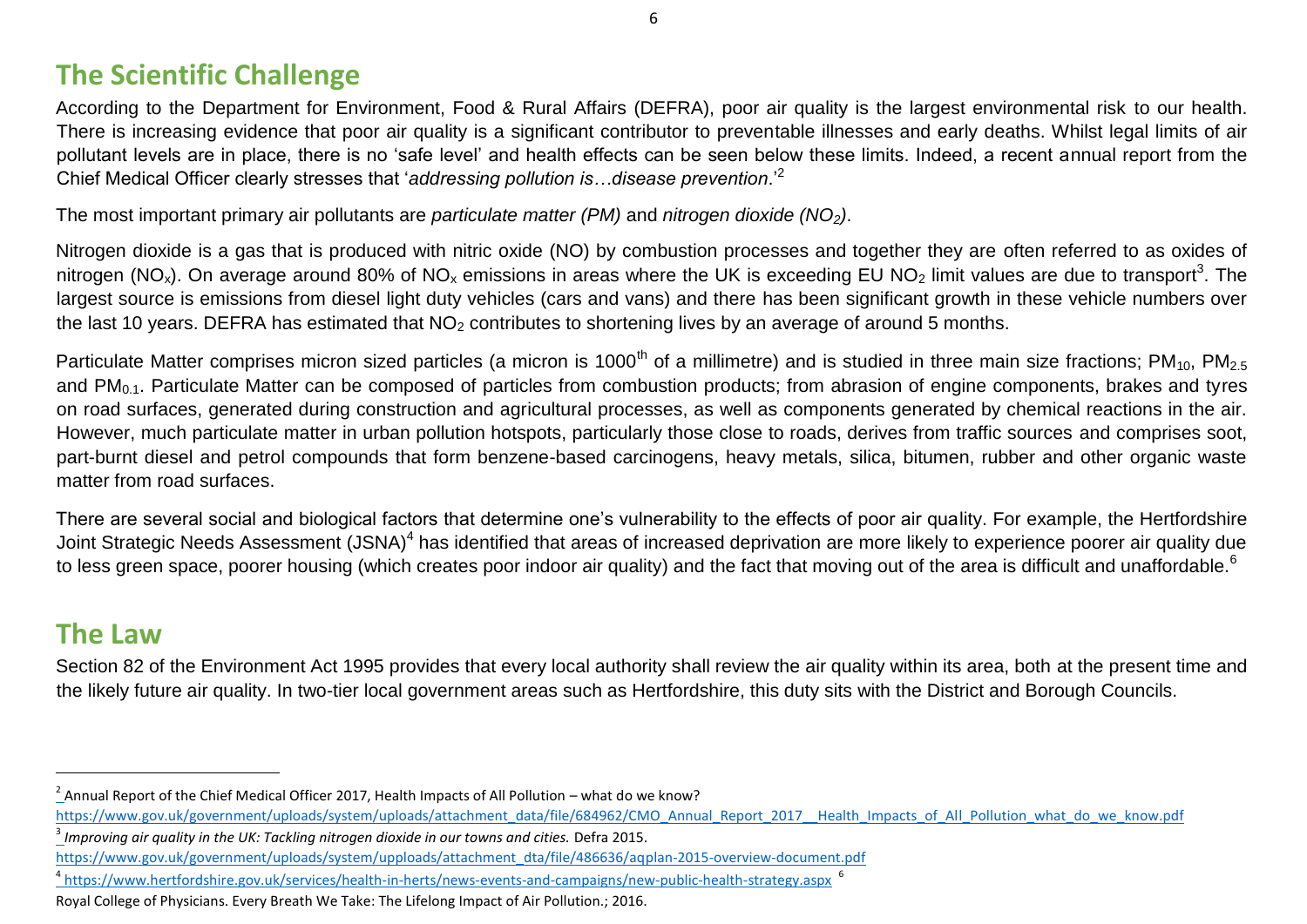## The Scientific Challenge

According to the Department for Environment, Food & Rural Affairs (DEFRA), poor air quality is the largest environmental risk to our health. There is increasing evidence that poor air quality is a significant contributor to preventable illnesses and early deaths. Whilst legal limits of air pollutant levels are in place, there is no 'safe level' and health effects can be seen below these limits. Indeed, a recent annual report from the Chief Medical Officer clearly stresses that '*addressing pollution is…disease prevention*.'[2]

The most important primary air pollutants are *particulate matter (PM)* and *nitrogen dioxide ($NO_2$)*.

Nitrogen dioxide is a gas that is produced with nitric oxide (NO) by combustion processes and together they are often referred to as oxides of nitrogen ($NO_x$). On average around 80% of $NO_x$ emissions in areas where the UK is exceeding EU $NO_2$ limit values are due to transport[3]. The largest source is emissions from diesel light duty vehicles (cars and vans) and there has been significant growth in these vehicle numbers over the last 10 years. DEFRA has estimated that $NO_2$ contributes to shortening lives by an average of around 5 months.

Particulate Matter comprises micron sized particles (a micron is 1000$^{th}$ of a millimetre) and is studied in three main size fractions; $PM_{10}$, $PM_{2.5}$ and $PM_{0.1}$. Particulate Matter can be composed of particles from combustion products; from abrasion of engine components, brakes and tyres on road surfaces, generated during construction and agricultural processes, as well as components generated by chemical reactions in the air. However, much particulate matter in urban pollution hotspots, particularly those close to roads, derives from traffic sources and comprises soot, part-burnt diesel and petrol compounds that form benzene-based carcinogens, heavy metals, silica, bitumen, rubber and other organic waste matter from road surfaces.

There are several social and biological factors that determine one's vulnerability to the effects of poor air quality. For example, the Hertfordshire Joint Strategic Needs Assessment (JSNA)[4] has identified that areas of increased deprivation are more likely to experience poorer air quality due to less green space, poorer housing (which creates poor indoor air quality) and the fact that moving out of the area is difficult and unaffordable.[6]

## The Law

Section 82 of the Environment Act 1995 provides that every local authority shall review the air quality within its area, both at the present time and the likely future air quality. In two-tier local government areas such as Hertfordshire, this duty sits with the District and Borough Councils.

---

[2] Annual Report of the Chief Medical Officer 2017, Health Impacts of All Pollution – what do we know? https://www.gov.uk/government/uploads/system/uploads/attachment_data/file/684962/CMO_Annual_Report_2017__Health_Impacts_of_All_Pollution_what_do_we_know.pdf

[3] *Improving air quality in the UK: Tackling nitrogen dioxide in our towns and cities.* Defra 2015. https://www.gov.uk/government/uploads/system/uploads/attachment_dta/file/486636/aqplan-2015-overview-document.pdf

[4] https://www.hertfordshire.gov.uk/services/health-in-herts/news-events-and-campaigns/new-public-health-strategy.aspx

[6] Royal College of Physicians. Every Breath We Take: The Lifelong Impact of Air Pollution.; 2016.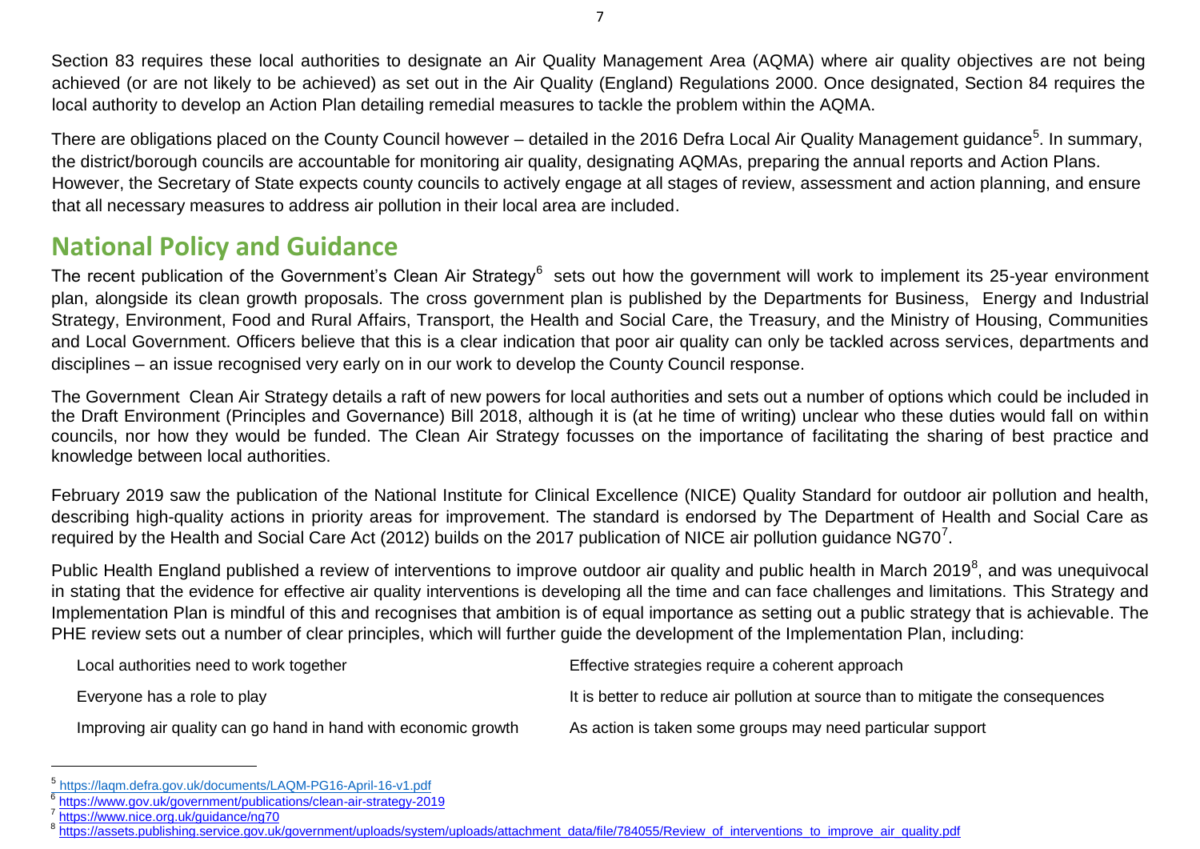Section 83 requires these local authorities to designate an Air Quality Management Area (AQMA) where air quality objectives are not being achieved (or are not likely to be achieved) as set out in the Air Quality (England) Regulations 2000. Once designated, Section 84 requires the local authority to develop an Action Plan detailing remedial measures to tackle the problem within the AQMA.

There are obligations placed on the County Council however – detailed in the 2016 Defra Local Air Quality Management guidance[5]. In summary, the district/borough councils are accountable for monitoring air quality, designating AQMAs, preparing the annual reports and Action Plans. However, the Secretary of State expects county councils to actively engage at all stages of review, assessment and action planning, and ensure that all necessary measures to address air pollution in their local area are included.

## National Policy and Guidance

The recent publication of the Government's Clean Air Strategy[6] sets out how the government will work to implement its 25-year environment plan, alongside its clean growth proposals. The cross government plan is published by the Departments for Business, Energy and Industrial Strategy, Environment, Food and Rural Affairs, Transport, the Health and Social Care, the Treasury, and the Ministry of Housing, Communities and Local Government. Officers believe that this is a clear indication that poor air quality can only be tackled across services, departments and disciplines – an issue recognised very early on in our work to develop the County Council response.

The Government Clean Air Strategy details a raft of new powers for local authorities and sets out a number of options which could be included in the Draft Environment (Principles and Governance) Bill 2018, although it is (at he time of writing) unclear who these duties would fall on within councils, nor how they would be funded. The Clean Air Strategy focusses on the importance of facilitating the sharing of best practice and knowledge between local authorities.

February 2019 saw the publication of the National Institute for Clinical Excellence (NICE) Quality Standard for outdoor air pollution and health, describing high-quality actions in priority areas for improvement. The standard is endorsed by The Department of Health and Social Care as required by the Health and Social Care Act (2012) builds on the 2017 publication of NICE air pollution guidance NG70[7].

Public Health England published a review of interventions to improve outdoor air quality and public health in March 2019[8], and was unequivocal in stating that the evidence for effective air quality interventions is developing all the time and can face challenges and limitations. This Strategy and Implementation Plan is mindful of this and recognises that ambition is of equal importance as setting out a public strategy that is achievable. The PHE review sets out a number of clear principles, which will further guide the development of the Implementation Plan, including:

- Local authorities need to work together
- Everyone has a role to play
- Improving air quality can go hand in hand with economic growth
- Effective strategies require a coherent approach
- It is better to reduce air pollution at source than to mitigate the consequences
- As action is taken some groups may need particular support

---

[5] https://laqm.defra.gov.uk/documents/LAQM-PG16-April-16-v1.pdf

[6] https://www.gov.uk/government/publications/clean-air-strategy-2019

[7] https://www.nice.org.uk/guidance/ng70

[8] https://assets.publishing.service.gov.uk/government/uploads/system/uploads/attachment_data/file/784055/Review_of_interventions_to_improve_air_quality.pdf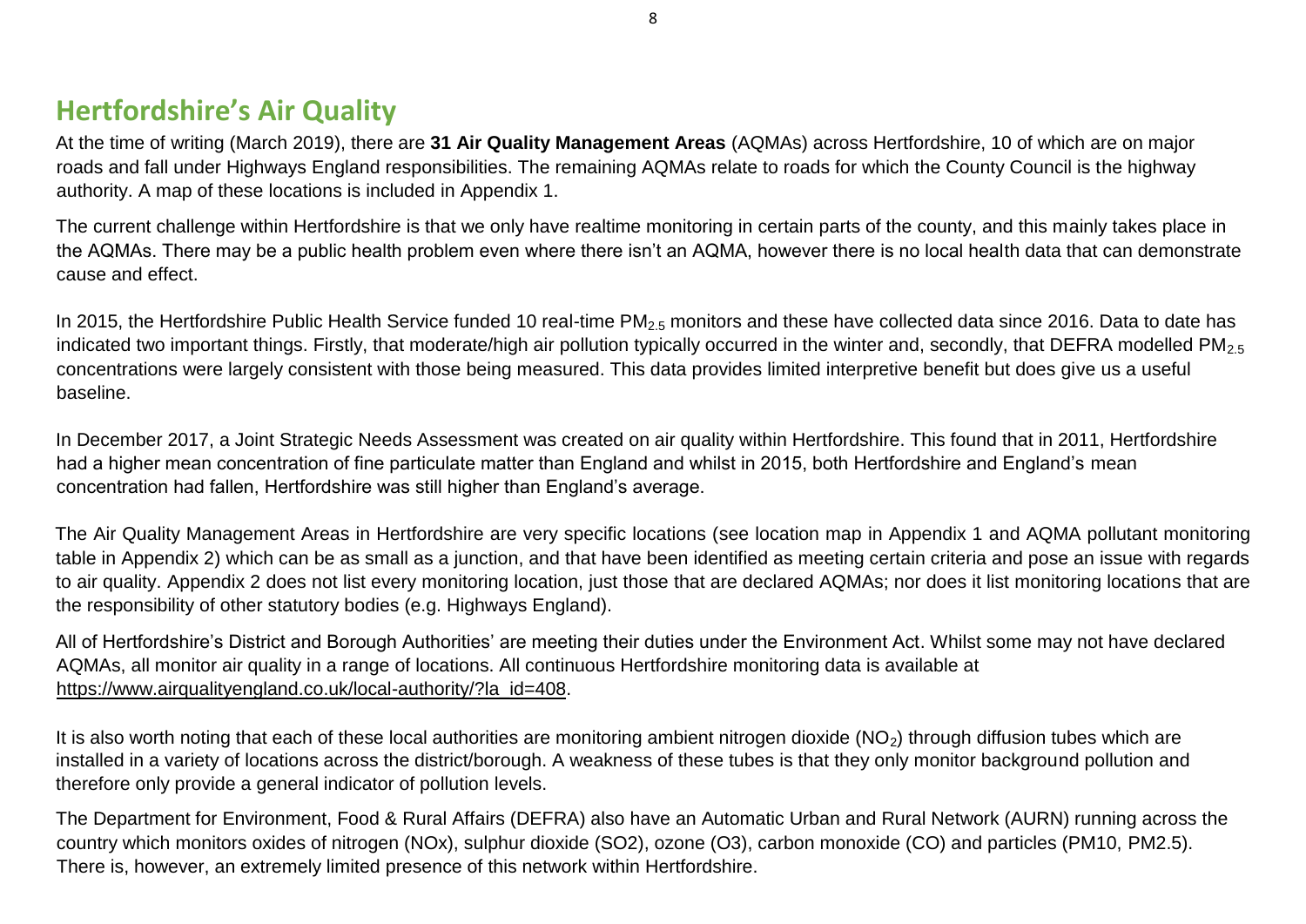## Hertfordshire's Air Quality

At the time of writing (March 2019), there are **31 Air Quality Management Areas** (AQMAs) across Hertfordshire, 10 of which are on major roads and fall under Highways England responsibilities. The remaining AQMAs relate to roads for which the County Council is the highway authority. A map of these locations is included in Appendix 1.

The current challenge within Hertfordshire is that we only have realtime monitoring in certain parts of the county, and this mainly takes place in the AQMAs. There may be a public health problem even where there isn't an AQMA, however there is no local health data that can demonstrate cause and effect.

In 2015, the Hertfordshire Public Health Service funded 10 real-time $PM_{2.5}$ monitors and these have collected data since 2016. Data to date has indicated two important things. Firstly, that moderate/high air pollution typically occurred in the winter and, secondly, that DEFRA modelled $PM_{2.5}$ concentrations were largely consistent with those being measured. This data provides limited interpretive benefit but does give us a useful baseline.

In December 2017, a Joint Strategic Needs Assessment was created on air quality within Hertfordshire. This found that in 2011, Hertfordshire had a higher mean concentration of fine particulate matter than England and whilst in 2015, both Hertfordshire and England's mean concentration had fallen, Hertfordshire was still higher than England's average.

The Air Quality Management Areas in Hertfordshire are very specific locations (see location map in Appendix 1 and AQMA pollutant monitoring table in Appendix 2) which can be as small as a junction, and that have been identified as meeting certain criteria and pose an issue with regards to air quality. Appendix 2 does not list every monitoring location, just those that are declared AQMAs; nor does it list monitoring locations that are the responsibility of other statutory bodies (e.g. Highways England).

All of Hertfordshire's District and Borough Authorities' are meeting their duties under the Environment Act. Whilst some may not have declared AQMAs, all monitor air quality in a range of locations. All continuous Hertfordshire monitoring data is available at https://www.airqualityengland.co.uk/local-authority/?la_id=408.

It is also worth noting that each of these local authorities are monitoring ambient nitrogen dioxide ($NO_2$) through diffusion tubes which are installed in a variety of locations across the district/borough. A weakness of these tubes is that they only monitor background pollution and therefore only provide a general indicator of pollution levels.

The Department for Environment, Food & Rural Affairs (DEFRA) also have an Automatic Urban and Rural Network (AURN) running across the country which monitors oxides of nitrogen (NOx), sulphur dioxide (SO2), ozone (O3), carbon monoxide (CO) and particles (PM10, PM2.5). There is, however, an extremely limited presence of this network within Hertfordshire.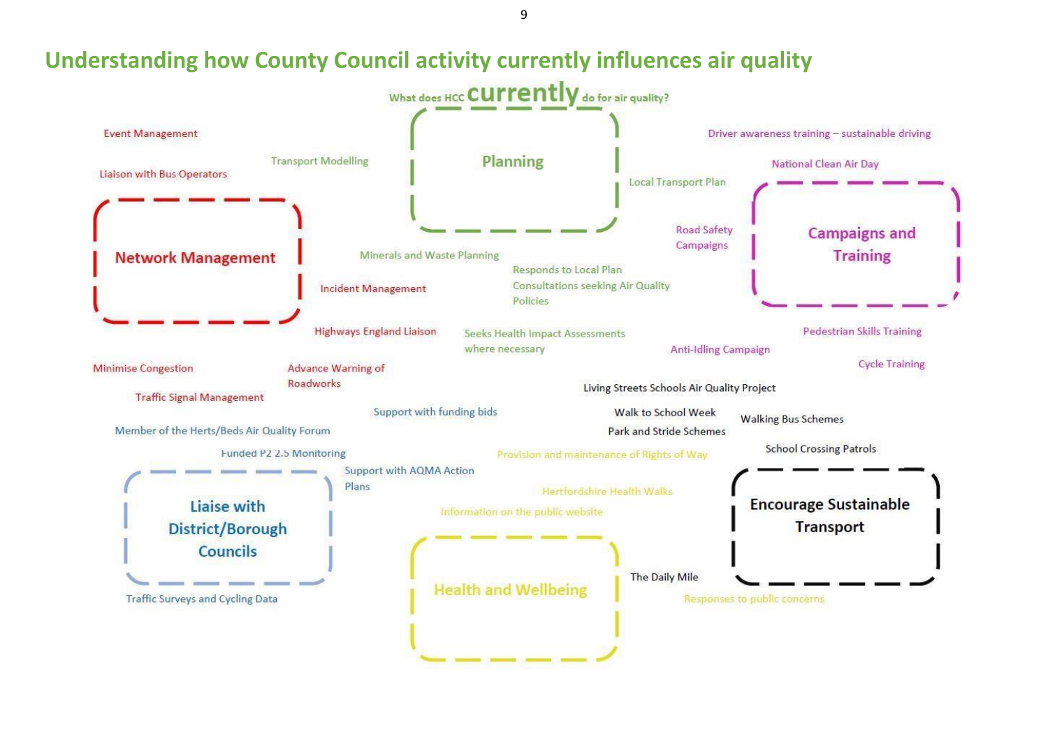## Understanding how County Council activity currently influences air quality

What does HCC **currently** do for air quality?

### Planning

- Transport Modelling
- Local Transport Plan
- Minerals and Waste Planning
- Responds to Local Plan Consultations seeking Air Quality Policies
- Seeks Health Impact Assessments where necessary

### Network Management

- Event Management
- Liaison with Bus Operators
- Incident Management
- Highways England Liaison
- Minimise Congestion
- Advance Warning of Roadworks
- Traffic Signal Management

### Campaigns and Training

- Driver awareness training – sustainable driving
- National Clean Air Day
- Road Safety Campaigns
- Anti-Idling Campaign
- Pedestrian Skills Training
- Cycle Training

### Liaise with District/Borough Councils

- Member of the Herts/Beds Air Quality Forum
- Funded P2 2.5 Monitoring
- Support with funding bids
- Support with AQMA Action Plans
- Traffic Surveys and Cycling Data

### Encourage Sustainable Transport

- Living Streets Schools Air Quality Project
- Walk to School Week
- Park and Stride Schemes
- Walking Bus Schemes
- School Crossing Patrols
- The Daily Mile

### Health and Wellbeing

- Provision and maintenance of Rights of Way
- Hertfordshire Health Walks
- Information on the public website
- Responses to public concerns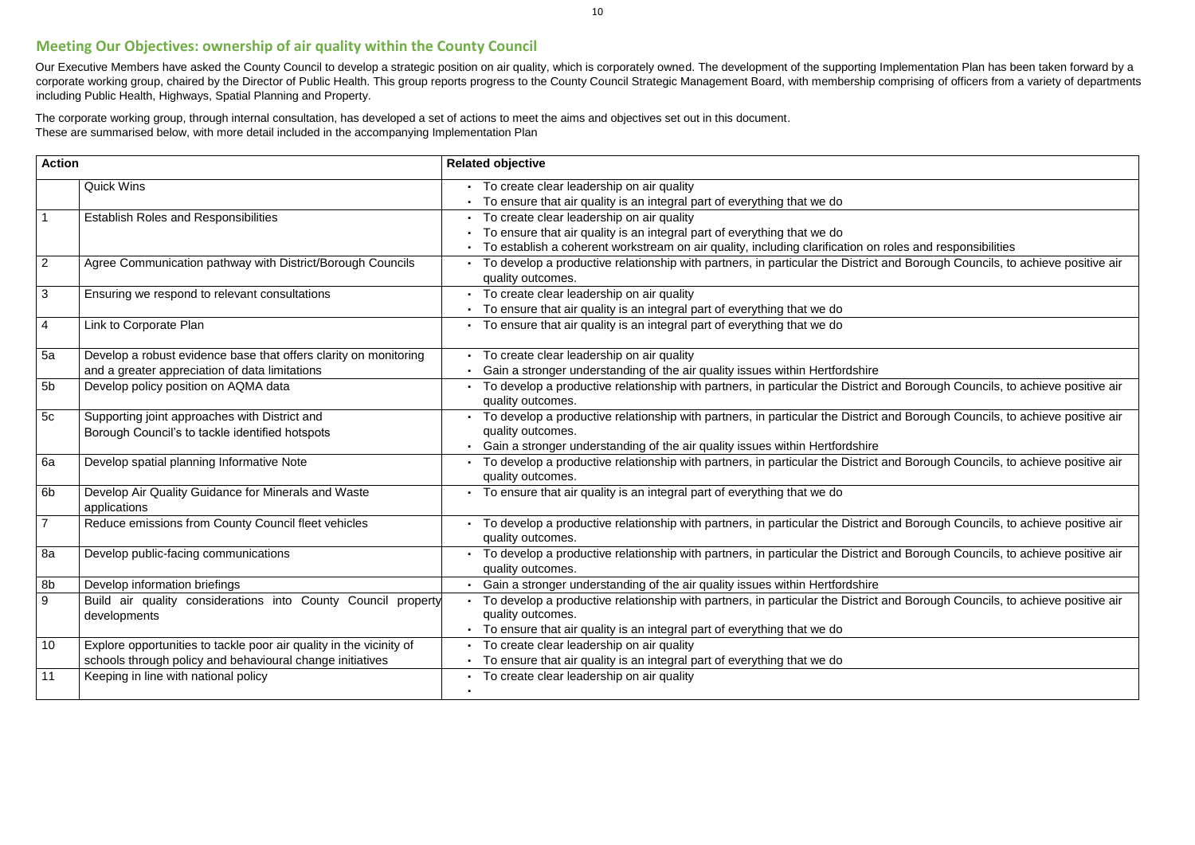## Meeting Our Objectives: ownership of air quality within the County Council

Our Executive Members have asked the County Council to develop a strategic position on air quality, which is corporately owned. The development of the supporting Implementation Plan has been taken forward by a corporate working group, chaired by the Director of Public Health. This group reports progress to the County Council Strategic Management Board, with membership comprising of officers from a variety of departments including Public Health, Highways, Spatial Planning and Property.

The corporate working group, through internal consultation, has developed a set of actions to meet the aims and objectives set out in this document. These are summarised below, with more detail included in the accompanying Implementation Plan

| Action | | Related objective |
|---|---|---|
| | Quick Wins | • To create clear leadership on air quality<br>• To ensure that air quality is an integral part of everything that we do |
| 1 | Establish Roles and Responsibilities | • To create clear leadership on air quality<br>• To ensure that air quality is an integral part of everything that we do<br>• To establish a coherent workstream on air quality, including clarification on roles and responsibilities |
| 2 | Agree Communication pathway with District/Borough Councils | • To develop a productive relationship with partners, in particular the District and Borough Councils, to achieve positive air quality outcomes. |
| 3 | Ensuring we respond to relevant consultations | • To create clear leadership on air quality<br>• To ensure that air quality is an integral part of everything that we do |
| 4 | Link to Corporate Plan | • To ensure that air quality is an integral part of everything that we do |
| 5a | Develop a robust evidence base that offers clarity on monitoring and a greater appreciation of data limitations | • To create clear leadership on air quality<br>• Gain a stronger understanding of the air quality issues within Hertfordshire |
| 5b | Develop policy position on AQMA data | • To develop a productive relationship with partners, in particular the District and Borough Councils, to achieve positive air quality outcomes. |
| 5c | Supporting joint approaches with District and Borough Council's to tackle identified hotspots | • To develop a productive relationship with partners, in particular the District and Borough Councils, to achieve positive air quality outcomes.<br>• Gain a stronger understanding of the air quality issues within Hertfordshire |
| 6a | Develop spatial planning Informative Note | • To develop a productive relationship with partners, in particular the District and Borough Councils, to achieve positive air quality outcomes. |
| 6b | Develop Air Quality Guidance for Minerals and Waste applications | • To ensure that air quality is an integral part of everything that we do |
| 7 | Reduce emissions from County Council fleet vehicles | • To develop a productive relationship with partners, in particular the District and Borough Councils, to achieve positive air quality outcomes. |
| 8a | Develop public-facing communications | • To develop a productive relationship with partners, in particular the District and Borough Councils, to achieve positive air quality outcomes. |
| 8b | Develop information briefings | • Gain a stronger understanding of the air quality issues within Hertfordshire |
| 9 | Build air quality considerations into County Council property developments | • To develop a productive relationship with partners, in particular the District and Borough Councils, to achieve positive air quality outcomes.<br>• To ensure that air quality is an integral part of everything that we do |
| 10 | Explore opportunities to tackle poor air quality in the vicinity of schools through policy and behavioural change initiatives | • To create clear leadership on air quality<br>• To ensure that air quality is an integral part of everything that we do |
| 11 | Keeping in line with national policy | • To create clear leadership on air quality<br>• |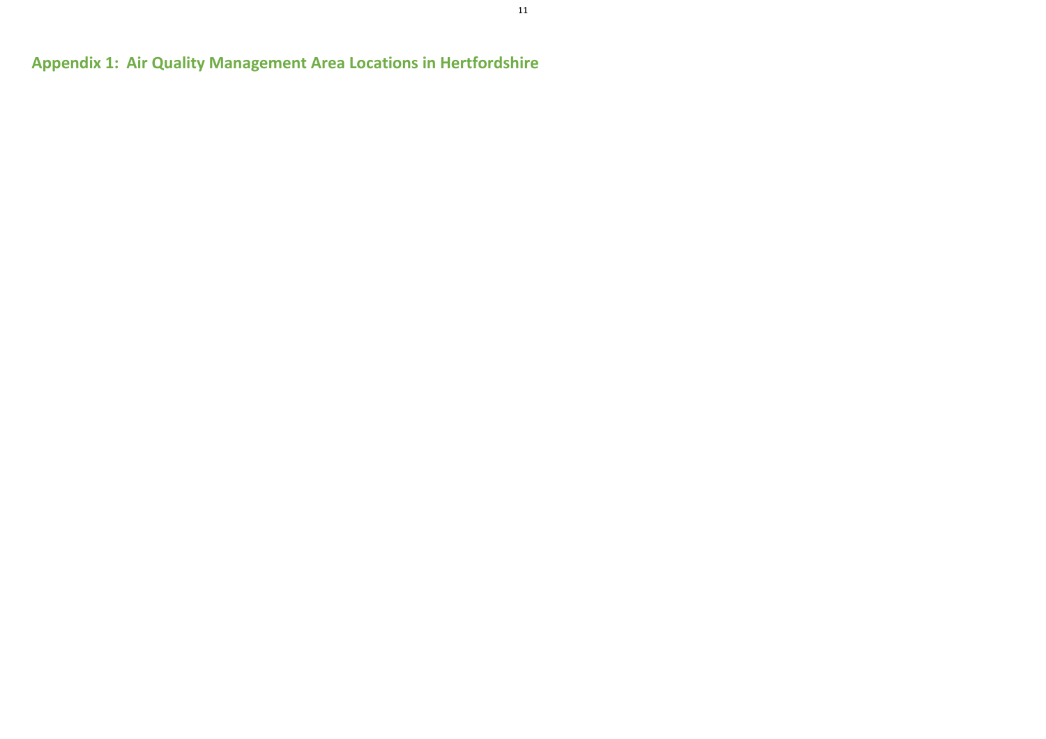## Appendix 1: Air Quality Management Area Locations in Hertfordshire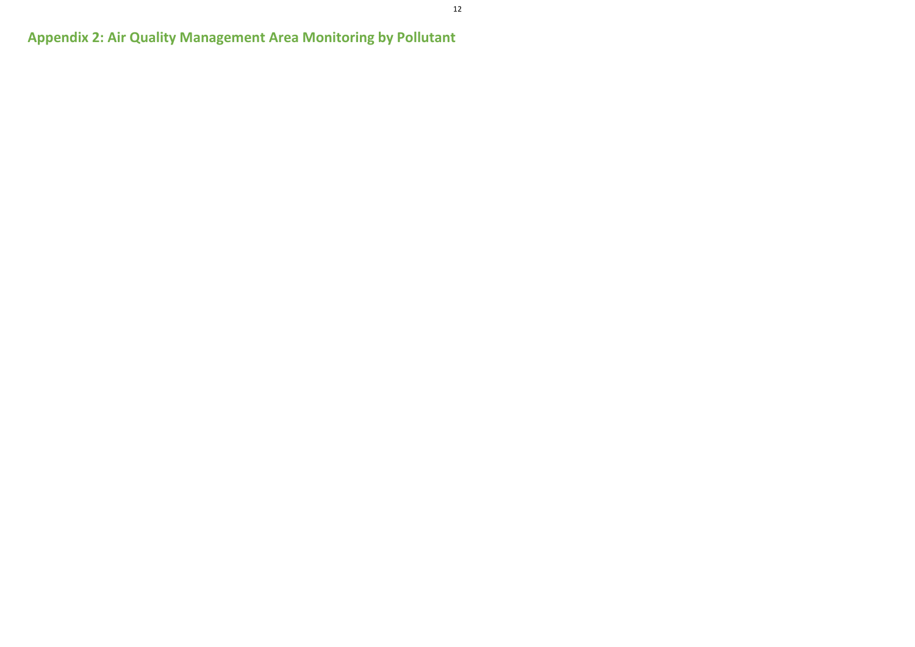# Appendix 2: Air Quality Management Area Monitoring by Pollutant